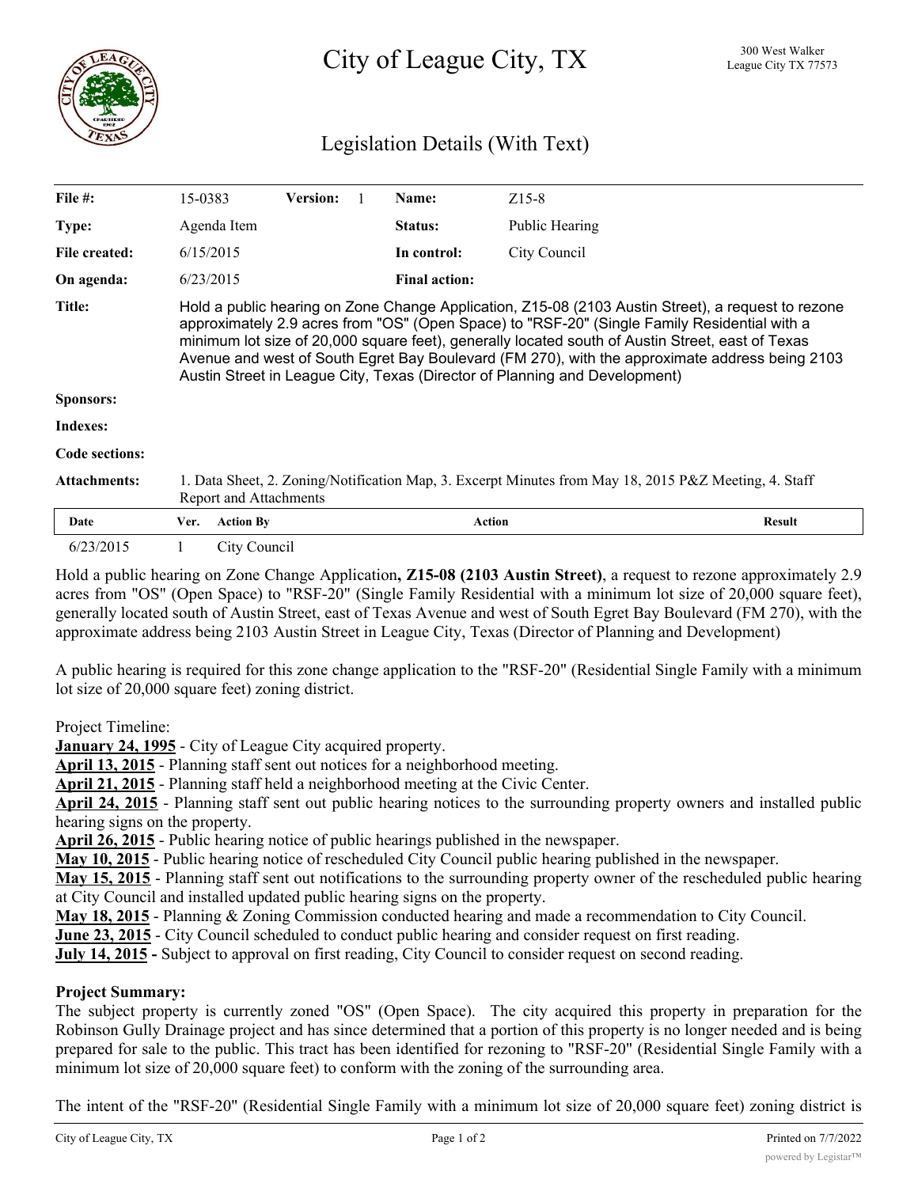# City of League City, TX

300 West Walker
League City TX 77573

## Legislation Details (With Text)

| | | | | | |
|---|---|---|---|---|---|
| **File #:** | 15-0383 | **Version:** 1 | | **Name:** | Z15-8 |
| **Type:** | Agenda Item | | | **Status:** | Public Hearing |
| **File created:** | 6/15/2015 | | | **In control:** | City Council |
| **On agenda:** | 6/23/2015 | | | **Final action:** | |

**Title:** Hold a public hearing on Zone Change Application, Z15-08 (2103 Austin Street), a request to rezone approximately 2.9 acres from "OS" (Open Space) to "RSF-20" (Single Family Residential with a minimum lot size of 20,000 square feet), generally located south of Austin Street, east of Texas Avenue and west of South Egret Bay Boulevard (FM 270), with the approximate address being 2103 Austin Street in League City, Texas (Director of Planning and Development)

**Sponsors:**

**Indexes:**

**Code sections:**

**Attachments:** 1. Data Sheet, 2. Zoning/Notification Map, 3. Excerpt Minutes from May 18, 2015 P&Z Meeting, 4. Staff Report and Attachments

| Date | Ver. | Action By | Action | Result |
|---|---|---|---|---|
| 6/23/2015 | 1 | City Council | | |

Hold a public hearing on Zone Change Application**, Z15-08 (2103 Austin Street)**, a request to rezone approximately 2.9 acres from "OS" (Open Space) to "RSF-20" (Single Family Residential with a minimum lot size of 20,000 square feet), generally located south of Austin Street, east of Texas Avenue and west of South Egret Bay Boulevard (FM 270), with the approximate address being 2103 Austin Street in League City, Texas (Director of Planning and Development)

A public hearing is required for this zone change application to the "RSF-20" (Residential Single Family with a minimum lot size of 20,000 square feet) zoning district.

Project Timeline:
**January 24, 1995** - City of League City acquired property.
**April 13, 2015** - Planning staff sent out notices for a neighborhood meeting.
**April 21, 2015** - Planning staff held a neighborhood meeting at the Civic Center.
**April 24, 2015** - Planning staff sent out public hearing notices to the surrounding property owners and installed public hearing signs on the property.
**April 26, 2015** - Public hearing notice of public hearings published in the newspaper.
**May 10, 2015** - Public hearing notice of rescheduled City Council public hearing published in the newspaper.
**May 15, 2015** - Planning staff sent out notifications to the surrounding property owner of the rescheduled public hearing at City Council and installed updated public hearing signs on the property.
**May 18, 2015** - Planning & Zoning Commission conducted hearing and made a recommendation to City Council.
**June 23, 2015** - City Council scheduled to conduct public hearing and consider request on first reading.
**July 14, 2015 -** Subject to approval on first reading, City Council to consider request on second reading.

**Project Summary:**
The subject property is currently zoned "OS" (Open Space). The city acquired this property in preparation for the Robinson Gully Drainage project and has since determined that a portion of this property is no longer needed and is being prepared for sale to the public. This tract has been identified for rezoning to "RSF-20" (Residential Single Family with a minimum lot size of 20,000 square feet) to conform with the zoning of the surrounding area.

The intent of the "RSF-20" (Residential Single Family with a minimum lot size of 20,000 square feet) zoning district is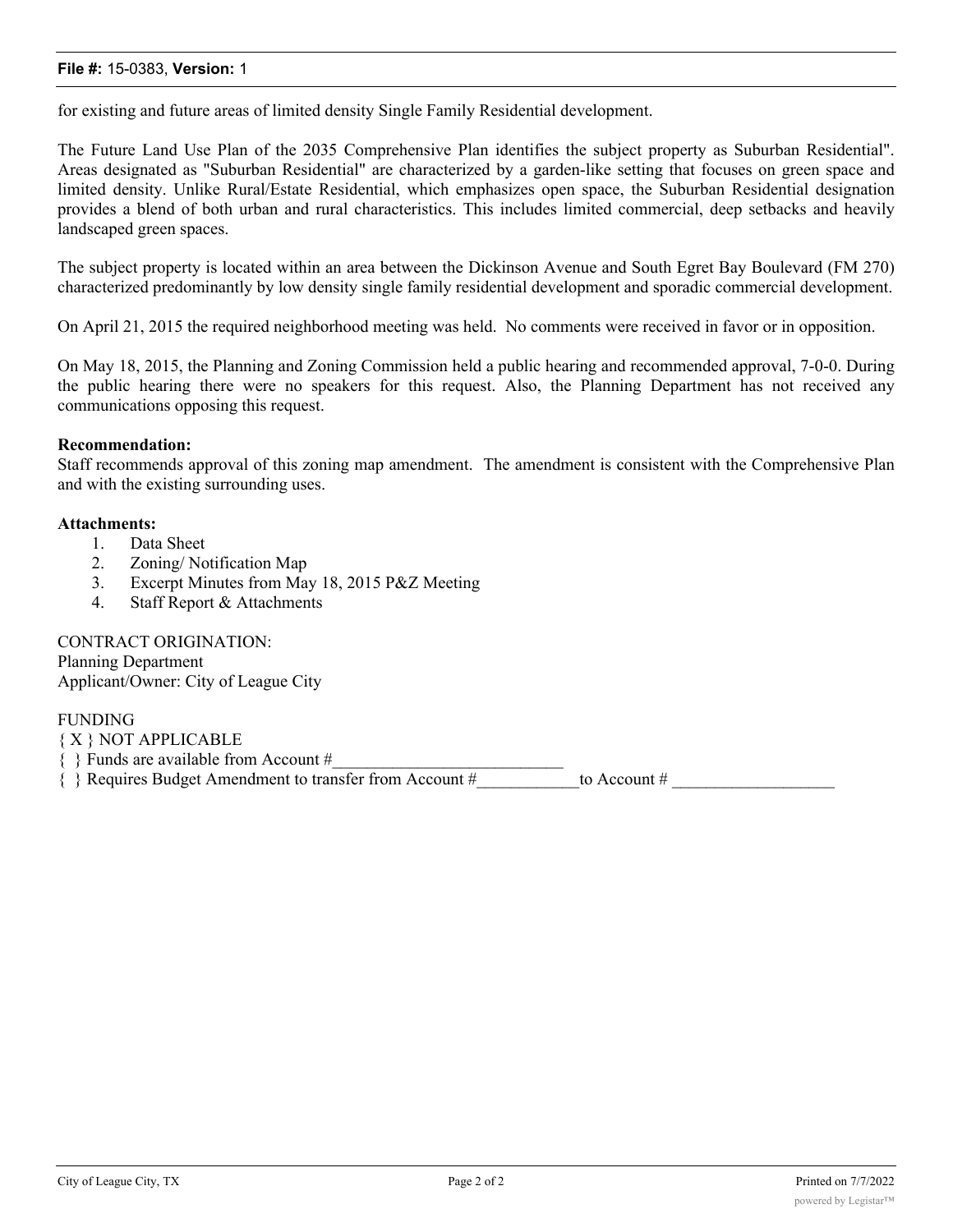for existing and future areas of limited density Single Family Residential development.

The Future Land Use Plan of the 2035 Comprehensive Plan identifies the subject property as Suburban Residential". Areas designated as "Suburban Residential" are characterized by a garden-like setting that focuses on green space and limited density. Unlike Rural/Estate Residential, which emphasizes open space, the Suburban Residential designation provides a blend of both urban and rural characteristics. This includes limited commercial, deep setbacks and heavily landscaped green spaces.

The subject property is located within an area between the Dickinson Avenue and South Egret Bay Boulevard (FM 270) characterized predominantly by low density single family residential development and sporadic commercial development.

On April 21, 2015 the required neighborhood meeting was held. No comments were received in favor or in opposition.

On May 18, 2015, the Planning and Zoning Commission held a public hearing and recommended approval, 7-0-0. During the public hearing there were no speakers for this request. Also, the Planning Department has not received any communications opposing this request.

**Recommendation:**
Staff recommends approval of this zoning map amendment. The amendment is consistent with the Comprehensive Plan and with the existing surrounding uses.

**Attachments:**

1. Data Sheet
2. Zoning/ Notification Map
3. Excerpt Minutes from May 18, 2015 P&Z Meeting
4. Staff Report & Attachments

CONTRACT ORIGINATION:
Planning Department
Applicant/Owner: City of League City

FUNDING
{ X } NOT APPLICABLE
{ } Funds are available from Account #___________________________
{ } Requires Budget Amendment to transfer from Account #____________to Account # ___________________